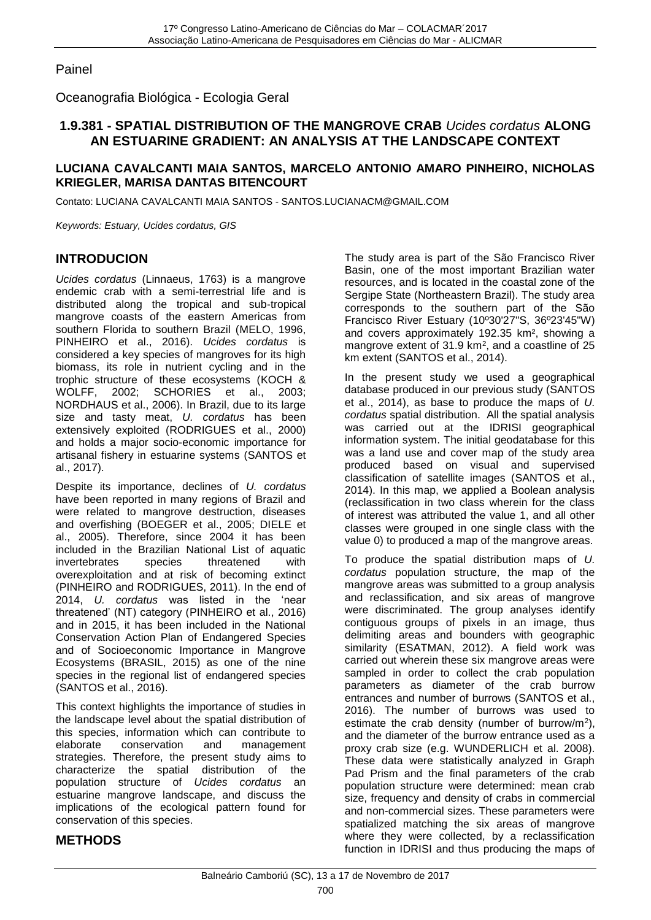Painel

Oceanografia Biológica - Ecologia Geral

## 1.9.381 - SPATIAL DISTRIBUTION OF THE MANGROVE CRAB *Ucides cordatus* ALONG AN ESTUARINE GRADIENT: AN ANALYSIS AT THE LANDSCAPE CONTEXT

**LUCIANA CAVALCANTI MAIA SANTOS, MARCELO ANTONIO AMARO PINHEIRO, NICHOLAS KRIEGLER, MARISA DANTAS BITENCOURT**

Contato: LUCIANA CAVALCANTI MAIA SANTOS - SANTOS.LUCIANACM@GMAIL.COM

*Keywords: Estuary, Ucides cordatus, GIS*

## INTRODUCION

*Ucides cordatus* (Linnaeus, 1763) is a mangrove endemic crab with a semi-terrestrial life and is distributed along the tropical and sub-tropical mangrove coasts of the eastern Americas from southern Florida to southern Brazil (MELO, 1996, PINHEIRO et al., 2016). *Ucides cordatus* is considered a key species of mangroves for its high biomass, its role in nutrient cycling and in the trophic structure of these ecosystems (KOCH & WOLFF, 2002; SCHORIES et al., 2003; NORDHAUS et al., 2006). In Brazil, due to its large size and tasty meat, *U. cordatus* has been extensively exploited (RODRIGUES et al., 2000) and holds a major socio-economic importance for artisanal fishery in estuarine systems (SANTOS et al., 2017).

Despite its importance, declines of *U. cordatus* have been reported in many regions of Brazil and were related to mangrove destruction, diseases and overfishing (BOEGER et al., 2005; DIELE et al., 2005). Therefore, since 2004 it has been included in the Brazilian National List of aquatic invertebrates species threatened with overexploitation and at risk of becoming extinct (PINHEIRO and RODRIGUES, 2011). In the end of 2014, *U. cordatus* was listed in the 'near threatened' (NT) category (PINHEIRO et al., 2016) and in 2015, it has been included in the National Conservation Action Plan of Endangered Species and of Socioeconomic Importance in Mangrove Ecosystems (BRASIL, 2015) as one of the nine species in the regional list of endangered species (SANTOS et al., 2016).

This context highlights the importance of studies in the landscape level about the spatial distribution of this species, information which can contribute to elaborate conservation and management strategies. Therefore, the present study aims to characterize the spatial distribution of the population structure of *Ucides cordatus* an estuarine mangrove landscape, and discuss the implications of the ecological pattern found for conservation of this species.

## METHODS

The study area is part of the São Francisco River Basin, one of the most important Brazilian water resources, and is located in the coastal zone of the Sergipe State (Northeastern Brazil). The study area corresponds to the southern part of the São Francisco River Estuary (10º30'27"S, 36º23'45"W) and covers approximately 192.35 km², showing a mangrove extent of 31.9 km², and a coastline of 25 km extent (SANTOS et al., 2014).

In the present study we used a geographical database produced in our previous study (SANTOS et al., 2014), as base to produce the maps of *U. cordatus* spatial distribution. All the spatial analysis was carried out at the IDRISI geographical information system. The initial geodatabase for this was a land use and cover map of the study area produced based on visual and supervised classification of satellite images (SANTOS et al., 2014). In this map, we applied a Boolean analysis (reclassification in two class wherein for the class of interest was attributed the value 1, and all other classes were grouped in one single class with the value 0) to produced a map of the mangrove areas.

To produce the spatial distribution maps of *U. cordatus* population structure, the map of the mangrove areas was submitted to a group analysis and reclassification, and six areas of mangrove were discriminated. The group analyses identify contiguous groups of pixels in an image, thus delimiting areas and bounders with geographic similarity (ESATMAN, 2012). A field work was carried out wherein these six mangrove areas were sampled in order to collect the crab population parameters as diameter of the crab burrow entrances and number of burrows (SANTOS et al., 2016). The number of burrows was used to estimate the crab density (number of burrow/m²), and the diameter of the burrow entrance used as a proxy crab size (e.g. WUNDERLICH et al. 2008). These data were statistically analyzed in Graph Pad Prism and the final parameters of the crab population structure were determined: mean crab size, frequency and density of crabs in commercial and non-commercial sizes. These parameters were spatialized matching the six areas of mangrove where they were collected, by a reclassification function in IDRISI and thus producing the maps of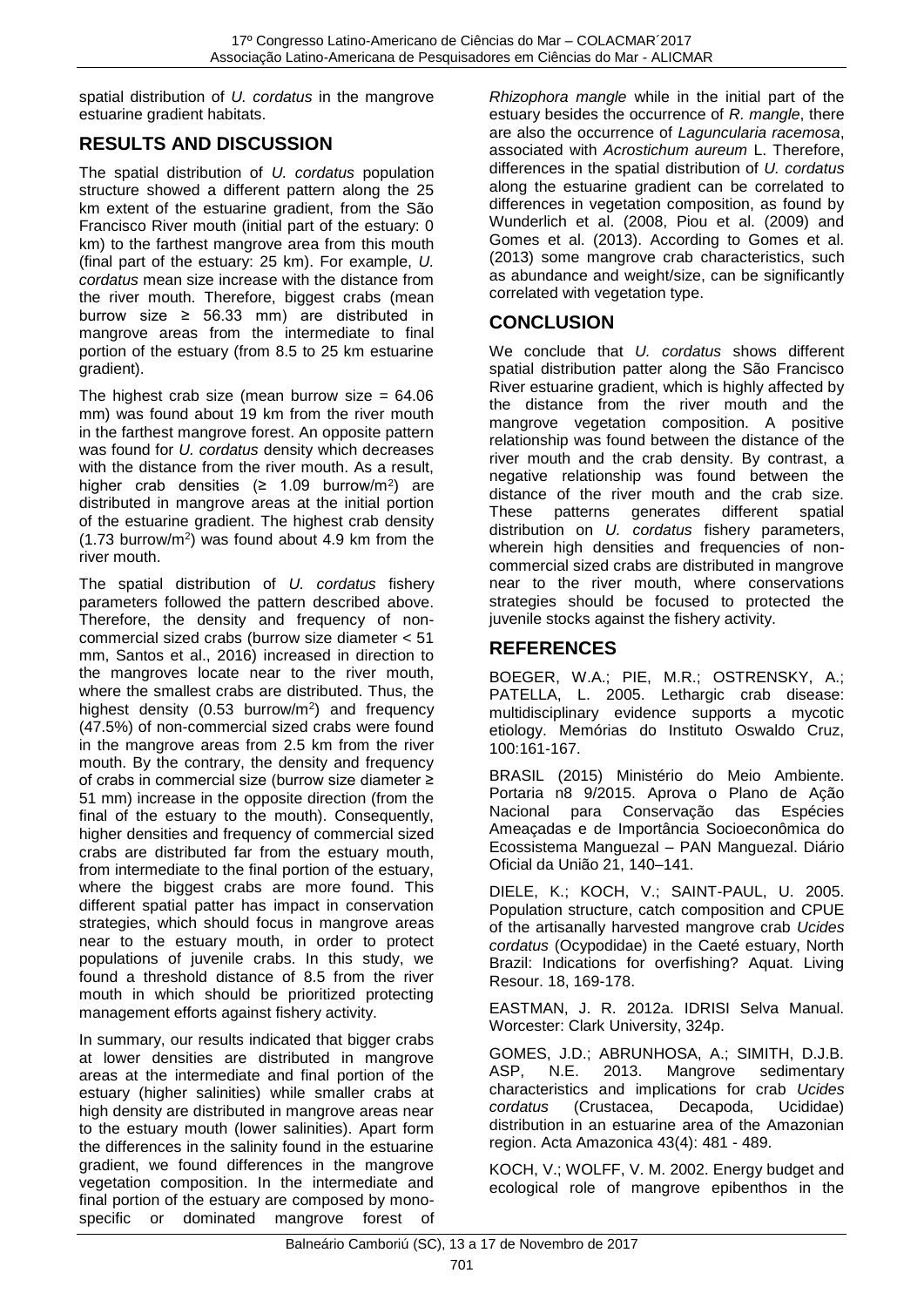spatial distribution of *U. cordatus* in the mangrove estuarine gradient habitats.

## RESULTS AND DISCUSSION

The spatial distribution of *U. cordatus* population structure showed a different pattern along the 25 km extent of the estuarine gradient, from the São Francisco River mouth (initial part of the estuary: 0 km) to the farthest mangrove area from this mouth (final part of the estuary: 25 km). For example, *U. cordatus* mean size increase with the distance from the river mouth. Therefore, biggest crabs (mean burrow size ≥ 56.33 mm) are distributed in mangrove areas from the intermediate to final portion of the estuary (from 8.5 to 25 km estuarine gradient).

The highest crab size (mean burrow size = 64.06 mm) was found about 19 km from the river mouth in the farthest mangrove forest. An opposite pattern was found for *U. cordatus* density which decreases with the distance from the river mouth. As a result, higher crab densities (≥ 1.09 burrow/m$^2$) are distributed in mangrove areas at the initial portion of the estuarine gradient. The highest crab density (1.73 burrow/m$^2$) was found about 4.9 km from the river mouth.

The spatial distribution of *U. cordatus* fishery parameters followed the pattern described above. Therefore, the density and frequency of non-commercial sized crabs (burrow size diameter < 51 mm, Santos et al., 2016) increased in direction to the mangroves locate near to the river mouth, where the smallest crabs are distributed. Thus, the highest density (0.53 burrow/m$^2$) and frequency (47.5%) of non-commercial sized crabs were found in the mangrove areas from 2.5 km from the river mouth. By the contrary, the density and frequency of crabs in commercial size (burrow size diameter ≥ 51 mm) increase in the opposite direction (from the final of the estuary to the mouth). Consequently, higher densities and frequency of commercial sized crabs are distributed far from the estuary mouth, from intermediate to the final portion of the estuary, where the biggest crabs are more found. This different spatial patter has impact in conservation strategies, which should focus in mangrove areas near to the estuary mouth, in order to protect populations of juvenile crabs. In this study, we found a threshold distance of 8.5 from the river mouth in which should be prioritized protecting management efforts against fishery activity.

In summary, our results indicated that bigger crabs at lower densities are distributed in mangrove areas at the intermediate and final portion of the estuary (higher salinities) while smaller crabs at high density are distributed in mangrove areas near to the estuary mouth (lower salinities). Apart form the differences in the salinity found in the estuarine gradient, we found differences in the mangrove vegetation composition. In the intermediate and final portion of the estuary are composed by mono-specific or dominated mangrove forest of *Rhizophora mangle* while in the initial part of the estuary besides the occurrence of *R. mangle*, there are also the occurrence of *Laguncularia racemosa*, associated with *Acrostichum aureum* L. Therefore, differences in the spatial distribution of *U. cordatus* along the estuarine gradient can be correlated to differences in vegetation composition, as found by Wunderlich et al. (2008, Piou et al. (2009) and Gomes et al. (2013). According to Gomes et al. (2013) some mangrove crab characteristics, such as abundance and weight/size, can be significantly correlated with vegetation type.

## CONCLUSION

We conclude that *U. cordatus* shows different spatial distribution patter along the São Francisco River estuarine gradient, which is highly affected by the distance from the river mouth and the mangrove vegetation composition. A positive relationship was found between the distance of the river mouth and the crab density. By contrast, a negative relationship was found between the distance of the river mouth and the crab size. These patterns generates different spatial distribution on *U. cordatus* fishery parameters, wherein high densities and frequencies of non-commercial sized crabs are distributed in mangrove near to the river mouth, where conservations strategies should be focused to protected the juvenile stocks against the fishery activity.

## REFERENCES

BOEGER, W.A.; PIE, M.R.; OSTRENSKY, A.; PATELLA, L. 2005. Lethargic crab disease: multidisciplinary evidence supports a mycotic etiology. Memórias do Instituto Oswaldo Cruz, 100:161-167.

BRASIL (2015) Ministério do Meio Ambiente. Portaria n8 9/2015. Aprova o Plano de Ação Nacional para Conservação das Espécies Ameaçadas e de Importância Socioeconômica do Ecossistema Manguezal – PAN Manguezal. Diário Oficial da União 21, 140–141.

DIELE, K.; KOCH, V.; SAINT-PAUL, U. 2005. Population structure, catch composition and CPUE of the artisanally harvested mangrove crab *Ucides cordatus* (Ocypodidae) in the Caeté estuary, North Brazil: Indications for overfishing? Aquat. Living Resour. 18, 169-178.

EASTMAN, J. R. 2012a. IDRISI Selva Manual. Worcester: Clark University, 324p.

GOMES, J.D.; ABRUNHOSA, A.; SIMITH, D.J.B. ASP, N.E. 2013. Mangrove sedimentary characteristics and implications for crab *Ucides cordatus* (Crustacea, Decapoda, Ucididae) distribution in an estuarine area of the Amazonian region. Acta Amazonica 43(4): 481 - 489.

KOCH, V.; WOLFF, V. M. 2002. Energy budget and ecological role of mangrove epibenthos in the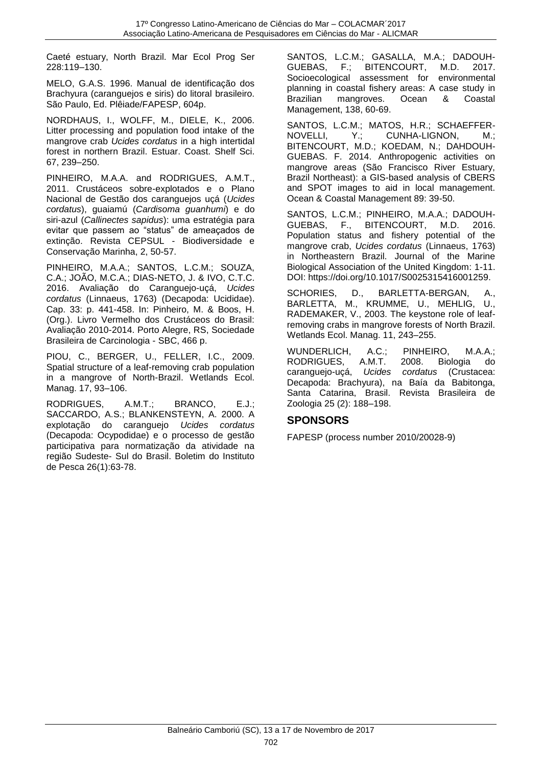Caeté estuary, North Brazil. Mar Ecol Prog Ser 228:119–130.

MELO, G.A.S. 1996. Manual de identificação dos Brachyura (caranguejos e siris) do litoral brasileiro. São Paulo, Ed. Plêiade/FAPESP, 604p.

NORDHAUS, I., WOLFF, M., DIELE, K., 2006. Litter processing and population food intake of the mangrove crab *Ucides cordatus* in a high intertidal forest in northern Brazil. Estuar. Coast. Shelf Sci. 67, 239–250.

PINHEIRO, M.A.A. and RODRIGUES, A.M.T., 2011. Crustáceos sobre-explotados e o Plano Nacional de Gestão dos caranguejos uçá (*Ucides cordatus*), guaiamú (*Cardisoma guanhumi*) e do siri-azul (*Callinectes sapidus*): uma estratégia para evitar que passem ao "status" de ameaçados de extinção. Revista CEPSUL - Biodiversidade e Conservação Marinha, 2, 50-57.

PINHEIRO, M.A.A.; SANTOS, L.C.M.; SOUZA, C.A.; JOÃO, M.C.A.; DIAS-NETO, J. & IVO, C.T.C. 2016. Avaliação do Caranguejo-uçá, *Ucides cordatus* (Linnaeus, 1763) (Decapoda: Ucididae). Cap. 33: p. 441-458. In: Pinheiro, M. & Boos, H. (Org.). Livro Vermelho dos Crustáceos do Brasil: Avaliação 2010-2014. Porto Alegre, RS, Sociedade Brasileira de Carcinologia - SBC, 466 p.

PIOU, C., BERGER, U., FELLER, I.C., 2009. Spatial structure of a leaf-removing crab population in a mangrove of North-Brazil. Wetlands Ecol. Manag. 17, 93–106.

RODRIGUES, A.M.T.; BRANCO, E.J.; SACCARDO, A.S.; BLANKENSTEYN, A. 2000. A explotação do caranguejo *Ucides cordatus* (Decapoda: Ocypodidae) e o processo de gestão participativa para normatização da atividade na região Sudeste- Sul do Brasil. Boletim do Instituto de Pesca 26(1):63-78.

SANTOS, L.C.M.; GASALLA, M.A.; DADOUH-GUEBAS, F.; BITENCOURT, M.D. 2017. Socioecological assessment for environmental planning in coastal fishery areas: A case study in Brazilian mangroves. Ocean & Coastal Management, 138, 60-69.

SANTOS, L.C.M.; MATOS, H.R.; SCHAEFFER-NOVELLI, Y.; CUNHA-LIGNON, M.; BITENCOURT, M.D.; KOEDAM, N.; DAHDOUH-GUEBAS. F. 2014. Anthropogenic activities on mangrove areas (São Francisco River Estuary, Brazil Northeast): a GIS-based analysis of CBERS and SPOT images to aid in local management. Ocean & Coastal Management 89: 39-50.

SANTOS, L.C.M.; PINHEIRO, M.A.A.; DADOUH-GUEBAS, F., BITENCOURT, M.D. 2016. Population status and fishery potential of the mangrove crab, *Ucides cordatus* (Linnaeus, 1763) in Northeastern Brazil. Journal of the Marine Biological Association of the United Kingdom: 1-11. DOI: https://doi.org/10.1017/S0025315416001259.

SCHORIES, D., BARLETTA-BERGAN, A., BARLETTA, M., KRUMME, U., MEHLIG, U., RADEMAKER, V., 2003. The keystone role of leaf-removing crabs in mangrove forests of North Brazil. Wetlands Ecol. Manag. 11, 243–255.

WUNDERLICH, A.C.; PINHEIRO, M.A.A.; RODRIGUES, A.M.T. 2008. Biologia do caranguejo-uçá, *Ucides cordatus* (Crustacea: Decapoda: Brachyura), na Baía da Babitonga, Santa Catarina, Brasil. Revista Brasileira de Zoologia 25 (2): 188–198.

## SPONSORS

FAPESP (process number 2010/20028-9)